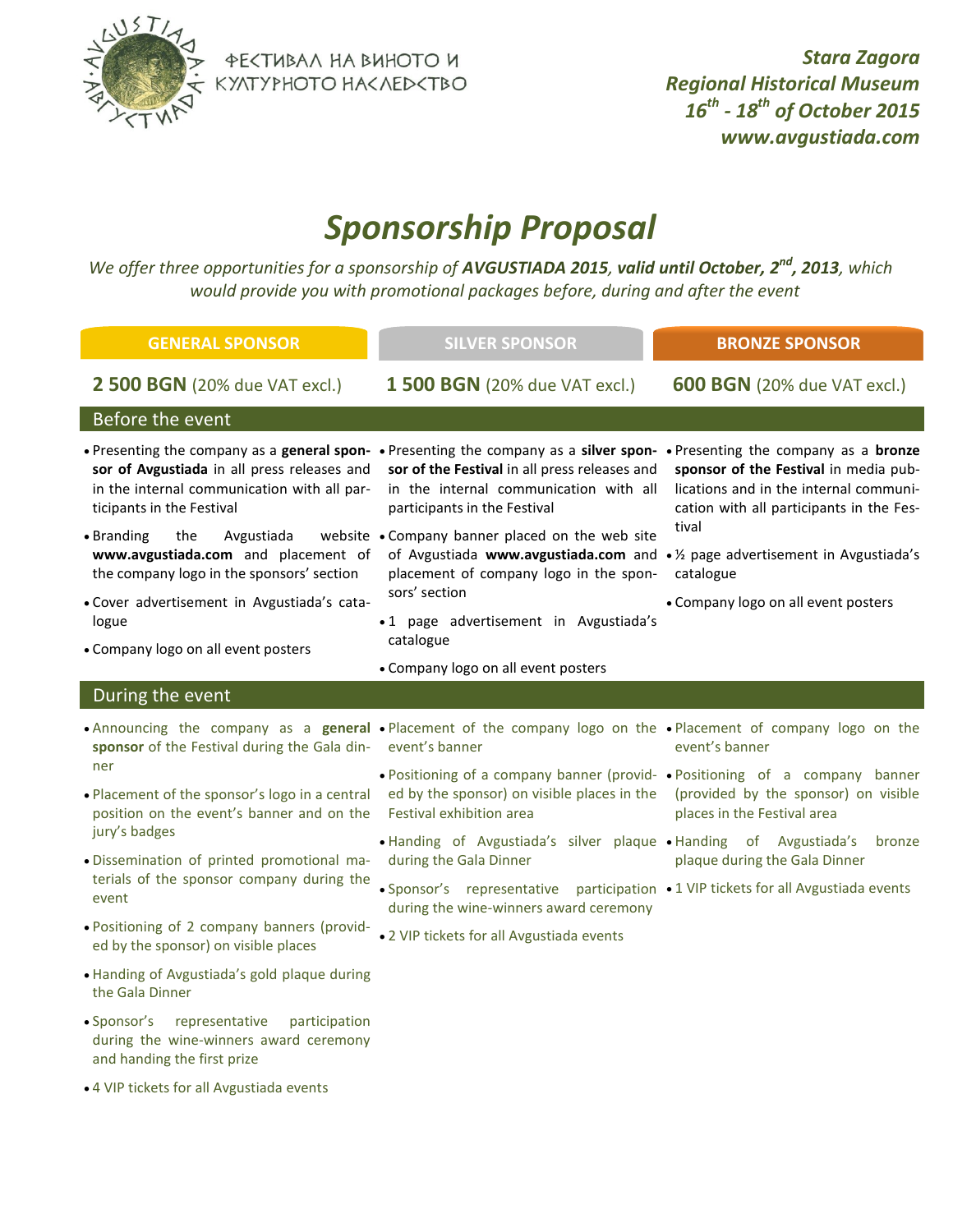ФЕСТИВАЛ НА ВИНОТО И КУЛТУРНОТО НАСЛЕДСТВО

***Stara Zagora***
***Regional Historical Museum***
***16th - 18th of October 2015***
***www.avgustiada.com***

# *Sponsorship Proposal*

*We offer three opportunities for a sponsorship of **AVGUSTIADA 2015**, **valid until October, 2nd, 2013**, which would provide you with promotional packages before, during and after the event*

| GENERAL SPONSOR | SILVER SPONSOR | BRONZE SPONSOR |
|---|---|---|
| **2 500 BGN** (20% due VAT excl.) | **1 500 BGN** (20% due VAT excl.) | **600 BGN** (20% due VAT excl.) |
| **Before the event** | | |
| • Presenting the company as a **general sponsor of Avgustiada** in all press releases and in the internal communication with all participants in the Festival<br>• Branding the Avgustiada website **www.avgustiada.com** and placement of the company logo in the sponsors' section<br>• Cover advertisement in Avgustiada's catalogue<br>• Company logo on all event posters | • Presenting the company as a **silver sponsor of the Festival** in all press releases and in the internal communication with all participants in the Festival<br>• Company banner placed on the web site of Avgustiada **www.avgustiada.com** and placement of company logo in the sponsors' section<br>• 1 page advertisement in Avgustiada's catalogue<br>• Company logo on all event posters | • Presenting the company as a **bronze sponsor of the Festival** in media publications and in the internal communication with all participants in the Festival<br>• ½ page advertisement in Avgustiada's catalogue<br>• Company logo on all event posters |
| **During the event** | | |
| • Announcing the company as a **general sponsor** of the Festival during the Gala dinner<br>• Placement of the sponsor's logo in a central position on the event's banner and on the jury's badges<br>• Dissemination of printed promotional materials of the sponsor company during the event<br>• Positioning of 2 company banners (provided by the sponsor) on visible places<br>• Handing of Avgustiada's gold plaque during the Gala Dinner<br>• Sponsor's representative participation during the wine-winners award ceremony and handing the first prize<br>• 4 VIP tickets for all Avgustiada events | • Placement of the company logo on the event's banner<br>• Positioning of a company banner (provided by the sponsor) on visible places in the Festival exhibition area<br>• Handing of Avgustiada's silver plaque during the Gala Dinner<br>• Sponsor's representative participation during the wine-winners award ceremony<br>• 2 VIP tickets for all Avgustiada events | • Placement of company logo on the event's banner<br>• Positioning of a company banner (provided by the sponsor) on visible places in the Festival area<br>• Handing of Avgustiada's bronze plaque during the Gala Dinner<br>• 1 VIP tickets for all Avgustiada events |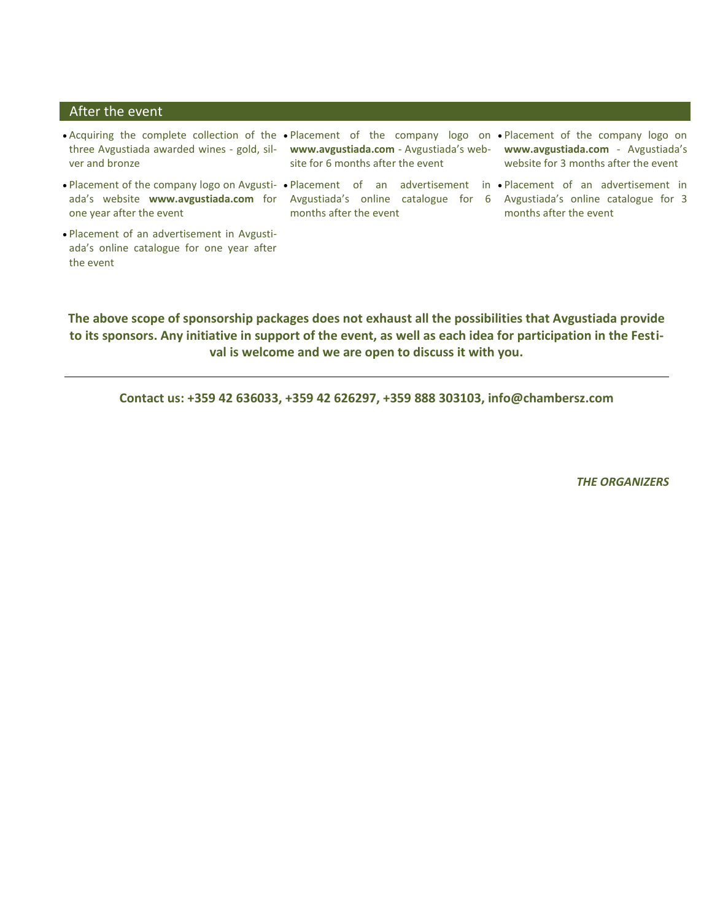## After the event

- Acquiring the complete collection of the three Avgustiada awarded wines - gold, silver and bronze
- Placement of the company logo on Avgustiada's website **www.avgustiada.com** for one year after the event
- Placement of an advertisement in Avgustiada's online catalogue for one year after the event

- Placement of the company logo on **www.avgustiada.com** - Avgustiada's website for 6 months after the event
- Placement of an advertisement in Avgustiada's online catalogue for 6 months after the event

- Placement of the company logo on **www.avgustiada.com** - Avgustiada's website for 3 months after the event
- Placement of an advertisement in Avgustiada's online catalogue for 3 months after the event

**The above scope of sponsorship packages does not exhaust all the possibilities that Avgustiada provide to its sponsors. Any initiative in support of the event, as well as each idea for participation in the Festival is welcome and we are open to discuss it with you.**

---

**Contact us: +359 42 636033, +359 42 626297, +359 888 303103, info@chambersz.com**

***THE ORGANIZERS***